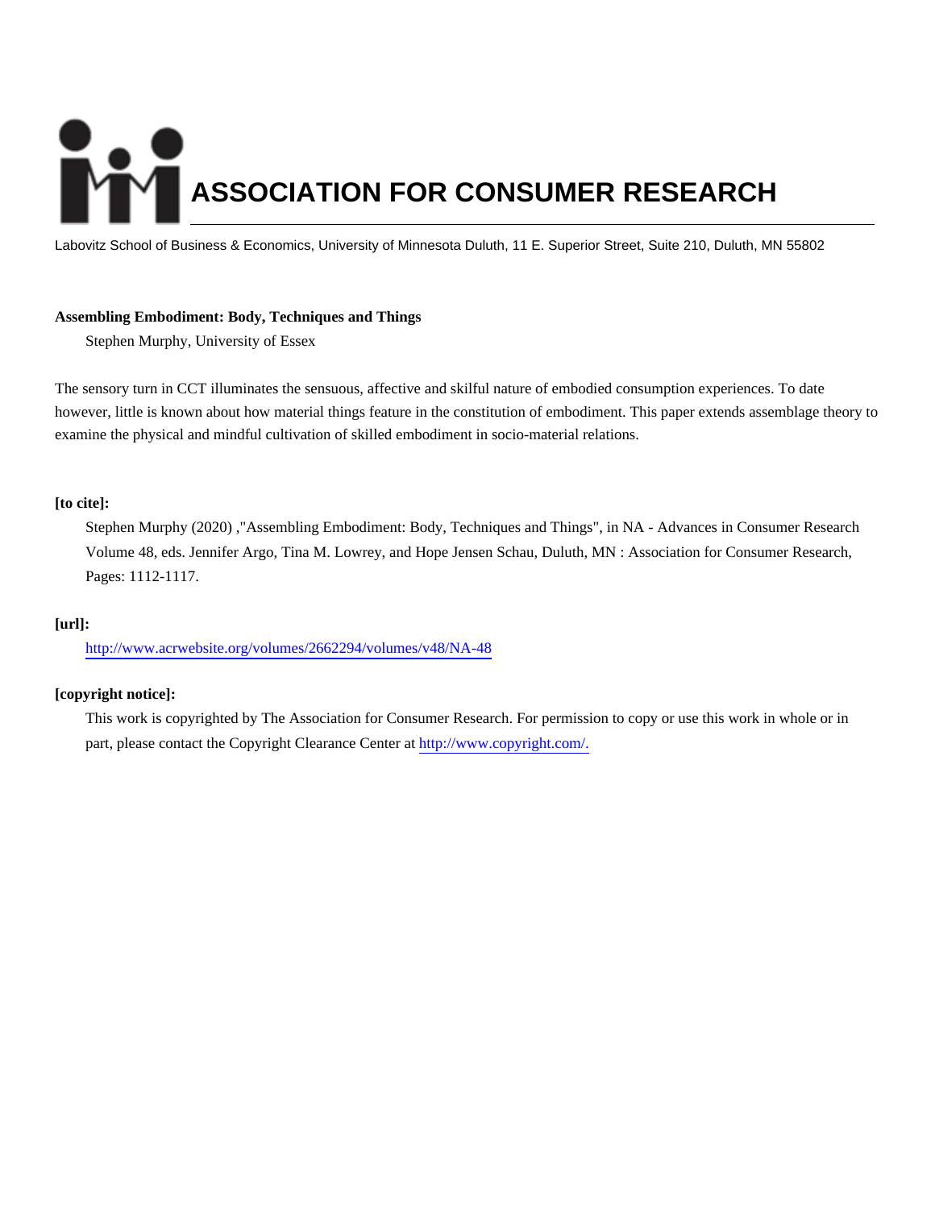# ASSOCIATION FOR CONSUMER RESEARCH

Labovitz School of Business & Economics, University of Minnesota Duluth, 11 E. Superior Street, Suite 210, Duluth, MN 55802

**Assembling Embodiment: Body, Techniques and Things**

Stephen Murphy, University of Essex

The sensory turn in CCT illuminates the sensuous, affective and skilful nature of embodied consumption experiences. To date however, little is known about how material things feature in the constitution of embodiment. This paper extends assemblage theory to examine the physical and mindful cultivation of skilled embodiment in socio-material relations.

**[to cite]:**

Stephen Murphy (2020) ,"Assembling Embodiment: Body, Techniques and Things", in NA - Advances in Consumer Research Volume 48, eds. Jennifer Argo, Tina M. Lowrey, and Hope Jensen Schau, Duluth, MN : Association for Consumer Research, Pages: 1112-1117.

**[url]:**

http://www.acrwebsite.org/volumes/2662294/volumes/v48/NA-48

**[copyright notice]:**

This work is copyrighted by The Association for Consumer Research. For permission to copy or use this work in whole or in part, please contact the Copyright Clearance Center at http://www.copyright.com/.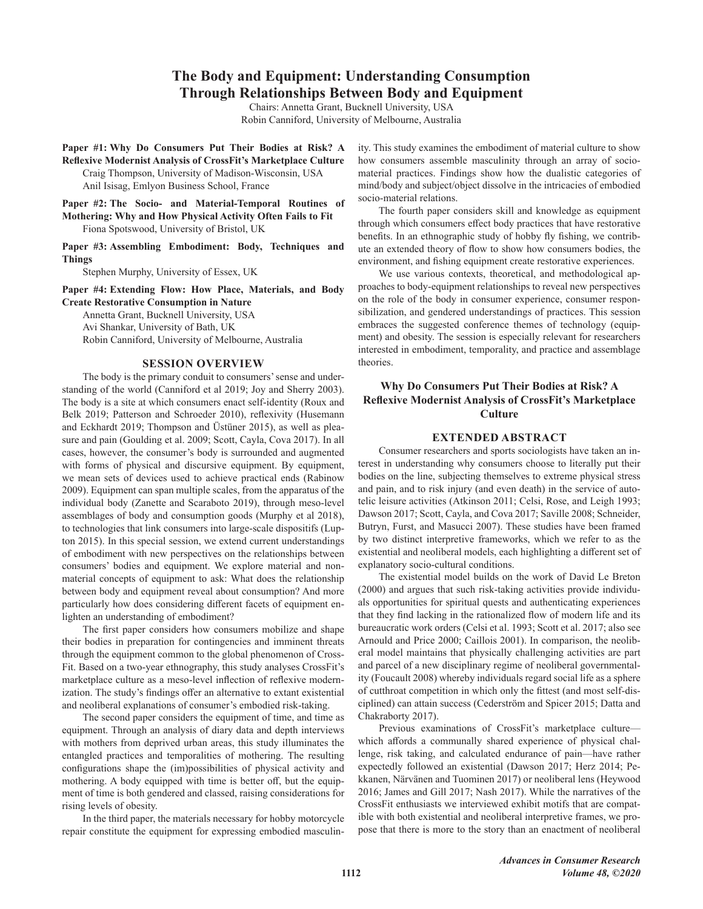# The Body and Equipment: Understanding Consumption Through Relationships Between Body and Equipment

Chairs: Annetta Grant, Bucknell University, USA
Robin Canniford, University of Melbourne, Australia

**Paper #1: Why Do Consumers Put Their Bodies at Risk? A Reflexive Modernist Analysis of CrossFit's Marketplace Culture**
Craig Thompson, University of Madison-Wisconsin, USA
Anil Isisag, Emlyon Business School, France

**Paper #2: The Socio- and Material-Temporal Routines of Mothering: Why and How Physical Activity Often Fails to Fit**
Fiona Spotswood, University of Bristol, UK

**Paper #3: Assembling Embodiment: Body, Techniques and Things**
Stephen Murphy, University of Essex, UK

**Paper #4: Extending Flow: How Place, Materials, and Body Create Restorative Consumption in Nature**
Annetta Grant, Bucknell University, USA
Avi Shankar, University of Bath, UK
Robin Canniford, University of Melbourne, Australia

## SESSION OVERVIEW

The body is the primary conduit to consumers' sense and understanding of the world (Canniford et al 2019; Joy and Sherry 2003). The body is a site at which consumers enact self-identity (Roux and Belk 2019; Patterson and Schroeder 2010), reflexivity (Husemann and Eckhardt 2019; Thompson and Üstüner 2015), as well as pleasure and pain (Goulding et al. 2009; Scott, Cayla, Cova 2017). In all cases, however, the consumer's body is surrounded and augmented with forms of physical and discursive equipment. By equipment, we mean sets of devices used to achieve practical ends (Rabinow 2009). Equipment can span multiple scales, from the apparatus of the individual body (Zanette and Scaraboto 2019), through meso-level assemblages of body and consumption goods (Murphy et al 2018), to technologies that link consumers into large-scale dispositifs (Lupton 2015). In this special session, we extend current understandings of embodiment with new perspectives on the relationships between consumers' bodies and equipment. We explore material and non-material concepts of equipment to ask: What does the relationship between body and equipment reveal about consumption? And more particularly how does considering different facets of equipment enlighten an understanding of embodiment?

The first paper considers how consumers mobilize and shape their bodies in preparation for contingencies and imminent threats through the equipment common to the global phenomenon of CrossFit. Based on a two-year ethnography, this study analyzes CrossFit's marketplace culture as a meso-level inflection of reflexive modernization. The study's findings offer an alternative to extant existential and neoliberal explanations of consumer's embodied risk-taking.

The second paper considers the equipment of time, and time as equipment. Through an analysis of diary data and depth interviews with mothers from deprived urban areas, this study illuminates the entangled practices and temporalities of mothering. The resulting configurations shape the (im)possibilities of physical activity and mothering. A body equipped with time is better off, but the equipment of time is both gendered and classed, raising considerations for rising levels of obesity.

In the third paper, the materials necessary for hobby motorcycle repair constitute the equipment for expressing embodied masculinity. This study examines the embodiment of material culture to show how consumers assemble masculinity through an array of socio-material practices. Findings show how the dualistic categories of mind/body and subject/object dissolve in the intricacies of embodied socio-material relations.

The fourth paper considers skill and knowledge as equipment through which consumers effect body practices that have restorative benefits. In an ethnographic study of hobby fly fishing, we contribute an extended theory of flow to show how consumers bodies, the environment, and fishing equipment create restorative experiences.

We use various contexts, theoretical, and methodological approaches to body-equipment relationships to reveal new perspectives on the role of the body in consumer experience, consumer responsibilization, and gendered understandings of practices. This session embraces the suggested conference themes of technology (equipment) and obesity. The session is especially relevant for researchers interested in embodiment, temporality, and practice and assemblage theories.

## Why Do Consumers Put Their Bodies at Risk? A Reflexive Modernist Analysis of CrossFit's Marketplace Culture

### EXTENDED ABSTRACT

Consumer researchers and sports sociologists have taken an interest in understanding why consumers choose to literally put their bodies on the line, subjecting themselves to extreme physical stress and pain, and to risk injury (and even death) in the service of autotelic leisure activities (Atkinson 2011; Celsi, Rose, and Leigh 1993; Dawson 2017; Scott, Cayla, and Cova 2017; Saville 2008; Schneider, Butryn, Furst, and Masucci 2007). These studies have been framed by two distinct interpretive frameworks, which we refer to as the existential and neoliberal models, each highlighting a different set of explanatory socio-cultural conditions.

The existential model builds on the work of David Le Breton (2000) and argues that such risk-taking activities provide individuals opportunities for spiritual quests and authenticating experiences that they find lacking in the rationalized flow of modern life and its bureaucratic work orders (Celsi et al. 1993; Scott et al. 2017; also see Arnould and Price 2000; Caillois 2001). In comparison, the neoliberal model maintains that physically challenging activities are part and parcel of a new disciplinary regime of neoliberal governmentality (Foucault 2008) whereby individuals regard social life as a sphere of cutthroat competition in which only the fittest (and most self-disciplined) can attain success (Cederström and Spicer 2015; Datta and Chakraborty 2017).

Previous examinations of CrossFit's marketplace culture—which affords a communally shared experience of physical challenge, risk taking, and calculated endurance of pain—have rather expectedly followed an existential (Dawson 2017; Herz 2014; Pekkanen, Närvänen and Tuominen 2017) or neoliberal lens (Heywood 2016; James and Gill 2017; Nash 2017). While the narratives of the CrossFit enthusiasts we interviewed exhibit motifs that are compatible with both existential and neoliberal interpretive frames, we propose that there is more to the story than an enactment of neoliberal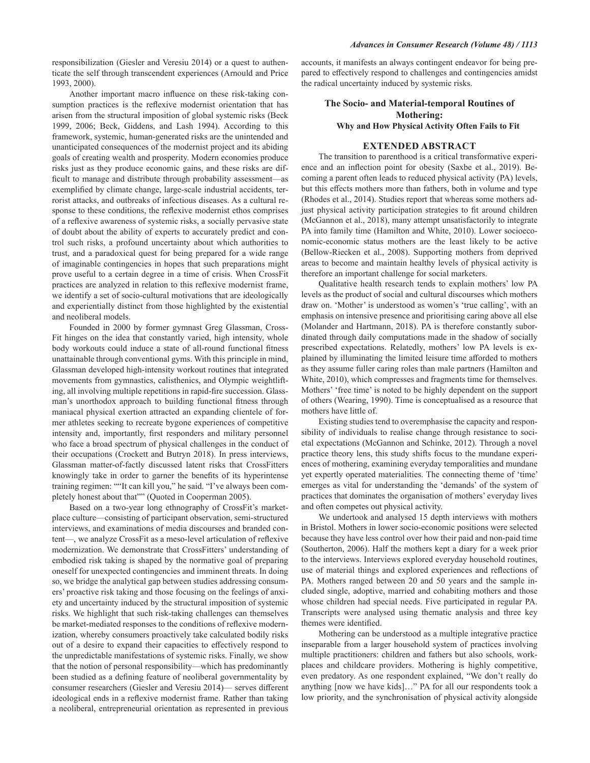responsibilization (Giesler and Veresiu 2014) or a quest to authenticate the self through transcendent experiences (Arnould and Price 1993, 2000).

Another important macro influence on these risk-taking consumption practices is the reflexive modernist orientation that has arisen from the structural imposition of global systemic risks (Beck 1999, 2006; Beck, Giddens, and Lash 1994). According to this framework, systemic, human-generated risks are the unintended and unanticipated consequences of the modernist project and its abiding goals of creating wealth and prosperity. Modern economies produce risks just as they produce economic gains, and these risks are difficult to manage and distribute through probability assessment—as exemplified by climate change, large-scale industrial accidents, terrorist attacks, and outbreaks of infectious diseases. As a cultural response to these conditions, the reflexive modernist ethos comprises of a reflexive awareness of systemic risks, a socially pervasive state of doubt about the ability of experts to accurately predict and control such risks, a profound uncertainty about which authorities to trust, and a paradoxical quest for being prepared for a wide range of imaginable contingencies in hopes that such preparations might prove useful to a certain degree in a time of crisis. When CrossFit practices are analyzed in relation to this reflexive modernist frame, we identify a set of socio-cultural motivations that are ideologically and experientially distinct from those highlighted by the existential and neoliberal models.

Founded in 2000 by former gymnast Greg Glassman, CrossFit hinges on the idea that constantly varied, high intensity, whole body workouts could induce a state of all-round functional fitness unattainable through conventional gyms. With this principle in mind, Glassman developed high-intensity workout routines that integrated movements from gymnastics, calisthenics, and Olympic weightlifting, all involving multiple repetitions in rapid-fire succession. Glassman's unorthodox approach to building functional fitness through maniacal physical exertion attracted an expanding clientele of former athletes seeking to recreate bygone experiences of competitive intensity and, importantly, first responders and military personnel who face a broad spectrum of physical challenges in the conduct of their occupations (Crockett and Butryn 2018). In press interviews, Glassman matter-of-factly discussed latent risks that CrossFitters knowingly take in order to garner the benefits of its hyperintense training regimen: ""It can kill you," he said. "I've always been completely honest about that"" (Quoted in Cooperman 2005).

Based on a two-year long ethnography of CrossFit's marketplace culture—consisting of participant observation, semi-structured interviews, and examinations of media discourses and branded content—, we analyze CrossFit as a meso-level articulation of reflexive modernization. We demonstrate that CrossFitters' understanding of embodied risk taking is shaped by the normative goal of preparing oneself for unexpected contingencies and imminent threats. In doing so, we bridge the analytical gap between studies addressing consumers' proactive risk taking and those focusing on the feelings of anxiety and uncertainty induced by the structural imposition of systemic risks. We highlight that such risk-taking challenges can themselves be market-mediated responses to the conditions of reflexive modernization, whereby consumers proactively take calculated bodily risks out of a desire to expand their capacities to effectively respond to the unpredictable manifestations of systemic risks. Finally, we show that the notion of personal responsibility—which has predominantly been studied as a defining feature of neoliberal governmentality by consumer researchers (Giesler and Veresiu 2014)— serves different ideological ends in a reflexive modernist frame. Rather than taking a neoliberal, entrepreneurial orientation as represented in previous accounts, it manifests an always contingent endeavor for being prepared to effectively respond to challenges and contingencies amidst the radical uncertainty induced by systemic risks.

## The Socio- and Material-temporal Routines of Mothering: Why and How Physical Activity Often Fails to Fit

### EXTENDED ABSTRACT

The transition to parenthood is a critical transformative experience and an inflection point for obesity (Saxbe et al., 2019). Becoming a parent often leads to reduced physical activity (PA) levels, but this effects mothers more than fathers, both in volume and type (Rhodes et al., 2014). Studies report that whereas some mothers adjust physical activity participation strategies to fit around children (McGannon et al., 2018), many attempt unsatisfactorily to integrate PA into family time (Hamilton and White, 2010). Lower socioeconomic-economic status mothers are the least likely to be active (Bellow-Riecken et al., 2008). Supporting mothers from deprived areas to become and maintain healthy levels of physical activity is therefore an important challenge for social marketers.

Qualitative health research tends to explain mothers' low PA levels as the product of social and cultural discourses which mothers draw on. 'Mother' is understood as women's 'true calling', with an emphasis on intensive presence and prioritising caring above all else (Molander and Hartmann, 2018). PA is therefore constantly subordinated through daily computations made in the shadow of socially prescribed expectations. Relatedly, mothers' low PA levels is explained by illuminating the limited leisure time afforded to mothers as they assume fuller caring roles than male partners (Hamilton and White, 2010), which compresses and fragments time for themselves. Mothers' 'free time' is noted to be highly dependent on the support of others (Wearing, 1990). Time is conceptualised as a resource that mothers have little of.

Existing studies tend to overemphasise the capacity and responsibility of individuals to realise change through resistance to societal expectations (McGannon and Schinke, 2012). Through a novel practice theory lens, this study shifts focus to the mundane experiences of mothering, examining everyday temporalities and mundane yet expertly operated materialities. The connecting theme of 'time' emerges as vital for understanding the 'demands' of the system of practices that dominates the organisation of mothers' everyday lives and often competes out physical activity.

We undertook and analysed 15 depth interviews with mothers in Bristol. Mothers in lower socio-economic positions were selected because they have less control over how their paid and non-paid time (Southerton, 2006). Half the mothers kept a diary for a week prior to the interviews. Interviews explored everyday household routines, use of material things and explored experiences and reflections of PA. Mothers ranged between 20 and 50 years and the sample included single, adoptive, married and cohabiting mothers and those whose children had special needs. Five participated in regular PA. Transcripts were analysed using thematic analysis and three key themes were identified.

Mothering can be understood as a multiple integrative practice inseparable from a larger household system of practices involving multiple practitioners: children and fathers but also schools, workplaces and childcare providers. Mothering is highly competitive, even predatory. As one respondent explained, "We don't really do anything [now we have kids]…" PA for all our respondents took a low priority, and the synchronisation of physical activity alongside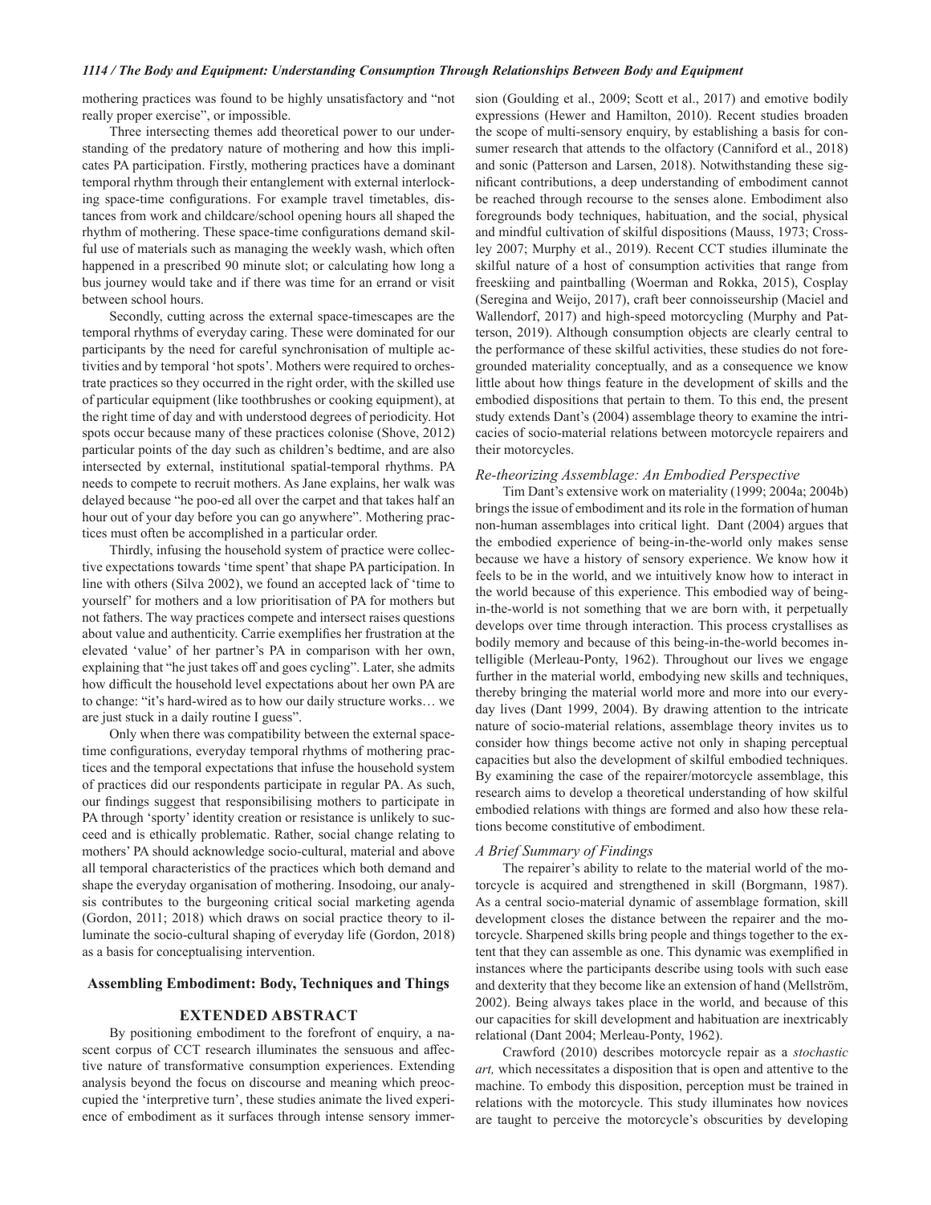mothering practices was found to be highly unsatisfactory and "not really proper exercise", or impossible.

Three intersecting themes add theoretical power to our understanding of the predatory nature of mothering and how this implicates PA participation. Firstly, mothering practices have a dominant temporal rhythm through their entanglement with external interlocking space-time configurations. For example travel timetables, distances from work and childcare/school opening hours all shaped the rhythm of mothering. These space-time configurations demand skilful use of materials such as managing the weekly wash, which often happened in a prescribed 90 minute slot; or calculating how long a bus journey would take and if there was time for an errand or visit between school hours.

Secondly, cutting across the external space-timescapes are the temporal rhythms of everyday caring. These were dominated for our participants by the need for careful synchronisation of multiple activities and by temporal 'hot spots'. Mothers were required to orchestrate practices so they occurred in the right order, with the skilled use of particular equipment (like toothbrushes or cooking equipment), at the right time of day and with understood degrees of periodicity. Hot spots occur because many of these practices colonise (Shove, 2012) particular points of the day such as children's bedtime, and are also intersected by external, institutional spatial-temporal rhythms. PA needs to compete to recruit mothers. As Jane explains, her walk was delayed because "he poo-ed all over the carpet and that takes half an hour out of your day before you can go anywhere". Mothering practices must often be accomplished in a particular order.

Thirdly, infusing the household system of practice were collective expectations towards 'time spent' that shape PA participation. In line with others (Silva 2002), we found an accepted lack of 'time to yourself' for mothers and a low prioritisation of PA for mothers but not fathers. The way practices compete and intersect raises questions about value and authenticity. Carrie exemplifies her frustration at the elevated 'value' of her partner's PA in comparison with her own, explaining that "he just takes off and goes cycling". Later, she admits how difficult the household level expectations about her own PA are to change: "it's hard-wired as to how our daily structure works… we are just stuck in a daily routine I guess".

Only when there was compatibility between the external space-time configurations, everyday temporal rhythms of mothering practices and the temporal expectations that infuse the household system of practices did our respondents participate in regular PA. As such, our findings suggest that responsibilising mothers to participate in PA through 'sporty' identity creation or resistance is unlikely to succeed and is ethically problematic. Rather, social change relating to mothers' PA should acknowledge socio-cultural, material and above all temporal characteristics of the practices which both demand and shape the everyday organisation of mothering. Insodoing, our analysis contributes to the burgeoning critical social marketing agenda (Gordon, 2011; 2018) which draws on social practice theory to illuminate the socio-cultural shaping of everyday life (Gordon, 2018) as a basis for conceptualising intervention.

## Assembling Embodiment: Body, Techniques and Things

### EXTENDED ABSTRACT

By positioning embodiment to the forefront of enquiry, a nascent corpus of CCT research illuminates the sensuous and affective nature of transformative consumption experiences. Extending analysis beyond the focus on discourse and meaning which preoccupied the 'interpretive turn', these studies animate the lived experience of embodiment as it surfaces through intense sensory immersion (Goulding et al., 2009; Scott et al., 2017) and emotive bodily expressions (Hewer and Hamilton, 2010). Recent studies broaden the scope of multi-sensory enquiry, by establishing a basis for consumer research that attends to the olfactory (Canniford et al., 2018) and sonic (Patterson and Larsen, 2018). Notwithstanding these significant contributions, a deep understanding of embodiment cannot be reached through recourse to the senses alone. Embodiment also foregrounds body techniques, habituation, and the social, physical and mindful cultivation of skilful dispositions (Mauss, 1973; Crossley 2007; Murphy et al., 2019). Recent CCT studies illuminate the skilful nature of a host of consumption activities that range from freeskiing and paintballing (Woerman and Rokka, 2015), Cosplay (Seregina and Weijo, 2017), craft beer connoisseurship (Maciel and Wallendorf, 2017) and high-speed motorcycling (Murphy and Patterson, 2019). Although consumption objects are clearly central to the performance of these skilful activities, these studies do not foreground materiality conceptually, and as a consequence we know little about how things feature in the development of skills and the embodied dispositions that pertain to them. To this end, the present study extends Dant's (2004) assemblage theory to examine the intricacies of socio-material relations between motorcycle repairers and their motorcycles.

*Re-theorizing Assemblage: An Embodied Perspective*

Tim Dant's extensive work on materiality (1999; 2004a; 2004b) brings the issue of embodiment and its role in the formation of human non-human assemblages into critical light. Dant (2004) argues that the embodied experience of being-in-the-world only makes sense because we have a history of sensory experience. We know how it feels to be in the world, and we intuitively know how to interact in the world because of this experience. This embodied way of being-in-the-world is not something that we are born with, it perpetually develops over time through interaction. This process crystallises as bodily memory and because of this being-in-the-world becomes intelligible (Merleau-Ponty, 1962). Throughout our lives we engage further in the material world, embodying new skills and techniques, thereby bringing the material world more and more into our everyday lives (Dant 1999, 2004). By drawing attention to the intricate nature of socio-material relations, assemblage theory invites us to consider how things become active not only in shaping perceptual capacities but also the development of skilful embodied techniques. By examining the case of the repairer/motorcycle assemblage, this research aims to develop a theoretical understanding of how skilful embodied relations with things are formed and also how these relations become constitutive of embodiment.

*A Brief Summary of Findings*

The repairer's ability to relate to the material world of the motorcycle is acquired and strengthened in skill (Borgmann, 1987). As a central socio-material dynamic of assemblage formation, skill development closes the distance between the repairer and the motorcycle. Sharpened skills bring people and things together to the extent that they can assemble as one. This dynamic was exemplified in instances where the participants describe using tools with such ease and dexterity that they become like an extension of hand (Mellström, 2002). Being always takes place in the world, and because of this our capacities for skill development and habituation are inextricably relational (Dant 2004; Merleau-Ponty, 1962).

Crawford (2010) describes motorcycle repair as a *stochastic art,* which necessitates a disposition that is open and attentive to the machine. To embody this disposition, perception must be trained in relations with the motorcycle. This study illuminates how novices are taught to perceive the motorcycle's obscurities by developing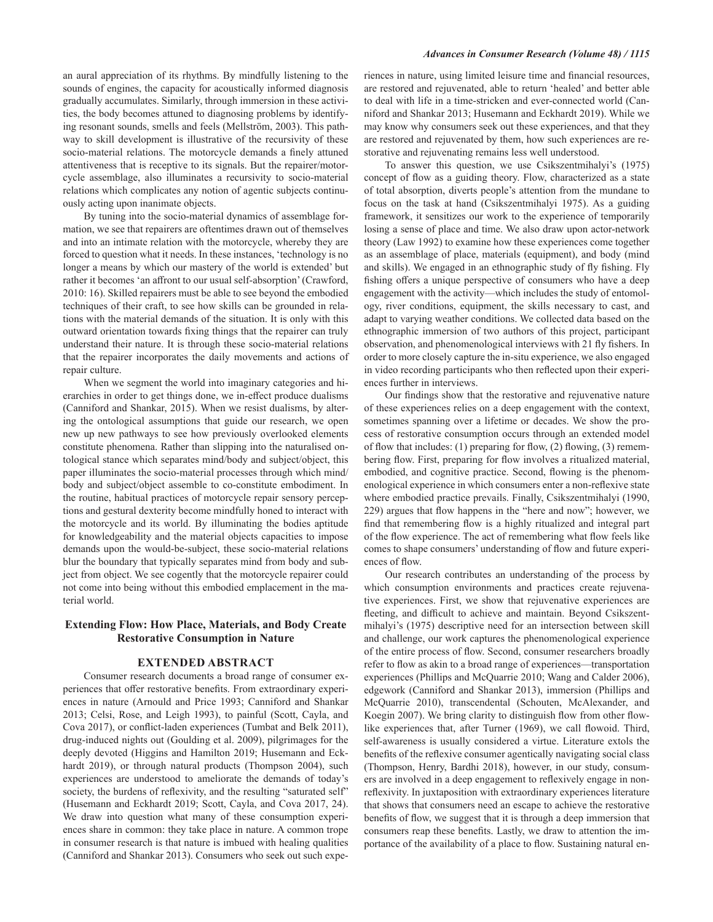an aural appreciation of its rhythms. By mindfully listening to the sounds of engines, the capacity for acoustically informed diagnosis gradually accumulates. Similarly, through immersion in these activities, the body becomes attuned to diagnosing problems by identifying resonant sounds, smells and feels (Mellström, 2003). This pathway to skill development is illustrative of the recursivity of these socio-material relations. The motorcycle demands a finely attuned attentiveness that is receptive to its signals. But the repairer/motorcycle assemblage, also illuminates a recursivity to socio-material relations which complicates any notion of agentic subjects continuously acting upon inanimate objects.

By tuning into the socio-material dynamics of assemblage formation, we see that repairers are oftentimes drawn out of themselves and into an intimate relation with the motorcycle, whereby they are forced to question what it needs. In these instances, 'technology is no longer a means by which our mastery of the world is extended' but rather it becomes 'an affront to our usual self-absorption' (Crawford, 2010: 16). Skilled repairers must be able to see beyond the embodied techniques of their craft, to see how skills can be grounded in relations with the material demands of the situation. It is only with this outward orientation towards fixing things that the repairer can truly understand their nature. It is through these socio-material relations that the repairer incorporates the daily movements and actions of repair culture.

When we segment the world into imaginary categories and hierarchies in order to get things done, we in-effect produce dualisms (Canniford and Shankar, 2015). When we resist dualisms, by altering the ontological assumptions that guide our research, we open new up new pathways to see how previously overlooked elements constitute phenomena. Rather than slipping into the naturalised ontological stance which separates mind/body and subject/object, this paper illuminates the socio-material processes through which mind/body and subject/object assemble to co-constitute embodiment. In the routine, habitual practices of motorcycle repair sensory perceptions and gestural dexterity become mindfully honed to interact with the motorcycle and its world. By illuminating the bodies aptitude for knowledgeability and the material objects capacities to impose demands upon the would-be-subject, these socio-material relations blur the boundary that typically separates mind from body and subject from object. We see cogently that the motorcycle repairer could not come into being without this embodied emplacement in the material world.

## Extending Flow: How Place, Materials, and Body Create Restorative Consumption in Nature

### EXTENDED ABSTRACT

Consumer research documents a broad range of consumer experiences that offer restorative benefits. From extraordinary experiences in nature (Arnould and Price 1993; Canniford and Shankar 2013; Celsi, Rose, and Leigh 1993), to painful (Scott, Cayla, and Cova 2017), or conflict-laden experiences (Tumbat and Belk 2011), drug-induced nights out (Goulding et al. 2009), pilgrimages for the deeply devoted (Higgins and Hamilton 2019; Husemann and Eckhardt 2019), or through natural products (Thompson 2004), such experiences are understood to ameliorate the demands of today's society, the burdens of reflexivity, and the resulting "saturated self" (Husemann and Eckhardt 2019; Scott, Cayla, and Cova 2017, 24). We draw into question what many of these consumption experiences share in common: they take place in nature. A common trope in consumer research is that nature is imbued with healing qualities (Canniford and Shankar 2013). Consumers who seek out such experiences in nature, using limited leisure time and financial resources, are restored and rejuvenated, able to return 'healed' and better able to deal with life in a time-stricken and ever-connected world (Canniford and Shankar 2013; Husemann and Eckhardt 2019). While we may know why consumers seek out these experiences, and that they are restored and rejuvenated by them, how such experiences are restorative and rejuvenating remains less well understood.

To answer this question, we use Csikszentmihalyi's (1975) concept of flow as a guiding theory. Flow, characterized as a state of total absorption, diverts people's attention from the mundane to focus on the task at hand (Csikszentmihalyi 1975). As a guiding framework, it sensitizes our work to the experience of temporarily losing a sense of place and time. We also draw upon actor-network theory (Law 1992) to examine how these experiences come together as an assemblage of place, materials (equipment), and body (mind and skills). We engaged in an ethnographic study of fly fishing. Fly fishing offers a unique perspective of consumers who have a deep engagement with the activity—which includes the study of entomology, river conditions, equipment, the skills necessary to cast, and adapt to varying weather conditions. We collected data based on the ethnographic immersion of two authors of this project, participant observation, and phenomenological interviews with 21 fly fishers. In order to more closely capture the in-situ experience, we also engaged in video recording participants who then reflected upon their experiences further in interviews.

Our findings show that the restorative and rejuvenative nature of these experiences relies on a deep engagement with the context, sometimes spanning over a lifetime or decades. We show the process of restorative consumption occurs through an extended model of flow that includes: (1) preparing for flow, (2) flowing, (3) remembering flow. First, preparing for flow involves a ritualized material, embodied, and cognitive practice. Second, flowing is the phenomenological experience in which consumers enter a non-reflexive state where embodied practice prevails. Finally, Csikszentmihalyi (1990, 229) argues that flow happens in the "here and now"; however, we find that remembering flow is a highly ritualized and integral part of the flow experience. The act of remembering what flow feels like comes to shape consumers' understanding of flow and future experiences of flow.

Our research contributes an understanding of the process by which consumption environments and practices create rejuvenative experiences. First, we show that rejuvenative experiences are fleeting, and difficult to achieve and maintain. Beyond Csikszentmihalyi's (1975) descriptive need for an intersection between skill and challenge, our work captures the phenomenological experience of the entire process of flow. Second, consumer researchers broadly refer to flow as akin to a broad range of experiences—transportation experiences (Phillips and McQuarrie 2010; Wang and Calder 2006), edgework (Canniford and Shankar 2013), immersion (Phillips and McQuarrie 2010), transcendental (Schouten, McAlexander, and Koegin 2007). We bring clarity to distinguish flow from other flow-like experiences that, after Turner (1969), we call flowoid. Third, self-awareness is usually considered a virtue. Literature extols the benefits of the reflexive consumer agentically navigating social class (Thompson, Henry, Bardhi 2018), however, in our study, consumers are involved in a deep engagement to reflexively engage in non-reflexivity. In juxtaposition with extraordinary experiences literature that shows that consumers need an escape to achieve the restorative benefits of flow, we suggest that it is through a deep immersion that consumers reap these benefits. Lastly, we draw to attention the importance of the availability of a place to flow. Sustaining natural en-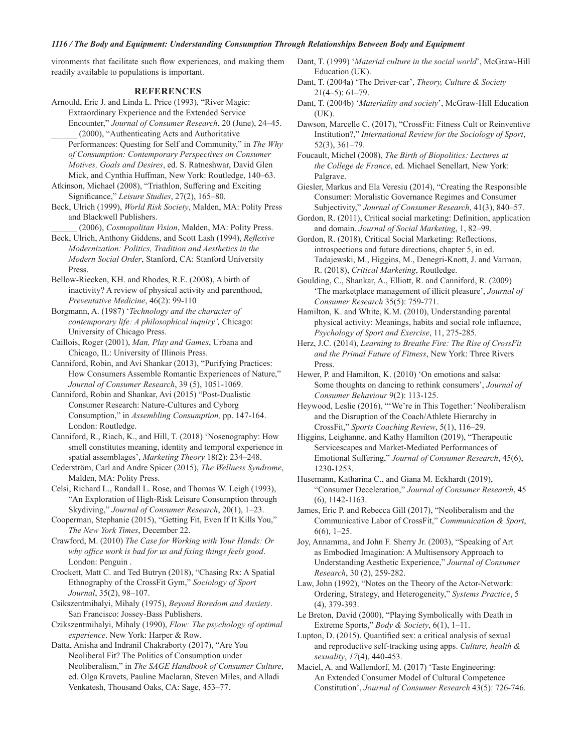vironments that facilitate such flow experiences, and making them readily available to populations is important.

## REFERENCES

Arnould, Eric J. and Linda L. Price (1993), "River Magic: Extraordinary Experience and the Extended Service Encounter," *Journal of Consumer Research*, 20 (June), 24–45.

______ (2000), "Authenticating Acts and Authoritative Performances: Questing for Self and Community," in *The Why of Consumption: Contemporary Perspectives on Consumer Motives, Goals and Desires*, ed. S. Ratneshwar, David Glen Mick, and Cynthia Huffman, New York: Routledge, 140–63.

Atkinson, Michael (2008), "Triathlon, Suffering and Exciting Significance," *Leisure Studies*, 27(2), 165–80.

Beck, Ulrich (1999), *World Risk Society*, Malden, MA: Polity Press and Blackwell Publishers.

______ (2006), *Cosmopolitan Vision*, Malden, MA: Polity Press.

Beck, Ulrich, Anthony Giddens, and Scott Lash (1994), *Reflexive Modernization: Politics, Tradition and Aesthetics in the Modern Social Order*, Stanford, CA: Stanford University Press.

Bellow-Riecken, KH. and Rhodes, R.E. (2008), A birth of inactivity? A review of physical activity and parenthood, *Preventative Medicine*, 46(2): 99-110

Borgmann, A. (1987) '*Technology and the character of contemporary life: A philosophical inquiry',* Chicago: University of Chicago Press.

Caillois, Roger (2001), *Man, Play and Games*, Urbana and Chicago, IL: University of Illinois Press.

Canniford, Robin, and Avi Shankar (2013), "Purifying Practices: How Consumers Assemble Romantic Experiences of Nature," *Journal of Consumer Research*, 39 (5), 1051-1069.

Canniford, Robin and Shankar, Avi (2015) "Post-Dualistic Consumer Research: Nature-Cultures and Cyborg Consumption," in *Assembling Consumption,* pp. 147-164. London: Routledge.

Canniford, R., Riach, K., and Hill, T. (2018) 'Nosenography: How smell constitutes meaning, identity and temporal experience in spatial assemblages', *Marketing Theory* 18(2): 234–248.

Cederström, Carl and Andre Spicer (2015), *The Wellness Syndrome*, Malden, MA: Polity Press.

Celsi, Richard L., Randall L. Rose, and Thomas W. Leigh (1993), "An Exploration of High-Risk Leisure Consumption through Skydiving," *Journal of Consumer Research*, 20(1), 1–23.

Cooperman, Stephanie (2015), "Getting Fit, Even If It Kills You," *The New York Times*, December 22.

Crawford, M. (2010) *The Case for Working with Your Hands: Or why office work is bad for us and fixing things feels good*. London: Penguin .

Crockett, Matt C. and Ted Butryn (2018), "Chasing Rx: A Spatial Ethnography of the CrossFit Gym," *Sociology of Sport Journal*, 35(2), 98–107.

Csikszentmihalyi, Mihaly (1975), *Beyond Boredom and Anxiety*. San Francisco: Jossey-Bass Publishers.

Czikszentmihalyi, Mihaly (1990), *Flow: The psychology of optimal experience*. New York: Harper & Row.

Datta, Anisha and Indranil Chakraborty (2017), "Are You Neoliberal Fit? The Politics of Consumption under Neoliberalism," in *The SAGE Handbook of Consumer Culture*, ed. Olga Kravets, Pauline Maclaran, Steven Miles, and Alladi Venkatesh, Thousand Oaks, CA: Sage, 453–77.

Dant, T. (1999) '*Material culture in the social world*', McGraw-Hill Education (UK).

Dant, T. (2004a) 'The Driver-car', *Theory, Culture & Society* 21(4–5): 61–79.

Dant, T. (2004b) '*Materiality and society*', McGraw-Hill Education (UK).

Dawson, Marcelle C. (2017), "CrossFit: Fitness Cult or Reinventive Institution?," *International Review for the Sociology of Sport*, 52(3), 361–79.

Foucault, Michel (2008), *The Birth of Biopolitics: Lectures at the College de France*, ed. Michael Senellart, New York: Palgrave.

Giesler, Markus and Ela Veresiu (2014), "Creating the Responsible Consumer: Moralistic Governance Regimes and Consumer Subjectivity," *Journal of Consumer Research*, 41(3), 840–57.

Gordon, R. (2011), Critical social marketing: Definition, application and domain. *Journal of Social Marketing*, 1, 82–99.

Gordon, R. (2018), Critical Social Marketing: Reflections, introspections and future directions, chapter 5, in ed. Tadajewski, M., Higgins, M., Denegri-Knott, J. and Varman, R. (2018), *Critical Marketing*, Routledge.

Goulding, C., Shankar, A., Elliott, R. and Canniford, R. (2009) 'The marketplace management of illicit pleasure', *Journal of Consumer Research* 35(5): 759-771.

Hamilton, K. and White, K.M. (2010), Understanding parental physical activity: Meanings, habits and social role influence, *Psychology of Sport and Exercise*, 11, 275-285.

Herz, J.C. (2014), *Learning to Breathe Fire: The Rise of CrossFit and the Primal Future of Fitness*, New York: Three Rivers Press.

Hewer, P. and Hamilton, K. (2010) 'On emotions and salsa: Some thoughts on dancing to rethink consumers', *Journal of Consumer Behaviour* 9(2): 113-125.

Heywood, Leslie (2016), "'We're in This Together:' Neoliberalism and the Disruption of the Coach/Athlete Hierarchy in CrossFit," *Sports Coaching Review*, 5(1), 116–29.

Higgins, Leighanne, and Kathy Hamilton (2019), "Therapeutic Servicescapes and Market-Mediated Performances of Emotional Suffering," *Journal of Consumer Research*, 45(6), 1230-1253.

Husemann, Katharina C., and Giana M. Eckhardt (2019), "Consumer Deceleration," *Journal of Consumer Research*, 45 (6), 1142-1163.

James, Eric P. and Rebecca Gill (2017), "Neoliberalism and the Communicative Labor of CrossFit," *Communication & Sport*, 6(6), 1–25.

Joy, Annamma, and John F. Sherry Jr. (2003), "Speaking of Art as Embodied Imagination: A Multisensory Approach to Understanding Aesthetic Experience," *Journal of Consumer Research*, 30 (2), 259-282.

Law, John (1992), "Notes on the Theory of the Actor-Network: Ordering, Strategy, and Heterogeneity," *Systems Practice*, 5 (4), 379-393.

Le Breton, David (2000), "Playing Symbolically with Death in Extreme Sports," *Body & Society*, 6(1), 1–11.

Lupton, D. (2015). Quantified sex: a critical analysis of sexual and reproductive self-tracking using apps. *Culture, health & sexuality*, *17*(4), 440-453.

Maciel, A. and Wallendorf, M. (2017) 'Taste Engineering: An Extended Consumer Model of Cultural Competence Constitution', *Journal of Consumer Research* 43(5): 726-746.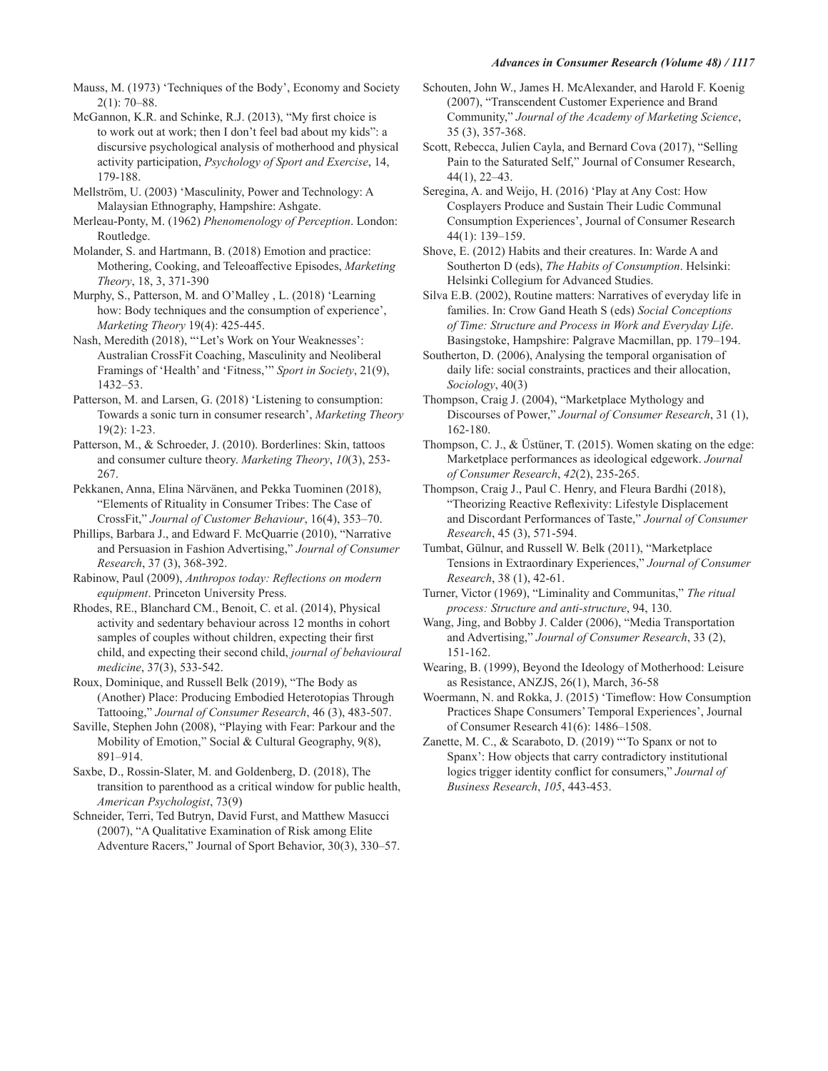Mauss, M. (1973) 'Techniques of the Body', Economy and Society 2(1): 70–88.

McGannon, K.R. and Schinke, R.J. (2013), "My first choice is to work out at work; then I don't feel bad about my kids": a discursive psychological analysis of motherhood and physical activity participation, *Psychology of Sport and Exercise*, 14, 179-188.

Mellström, U. (2003) 'Masculinity, Power and Technology: A Malaysian Ethnography, Hampshire: Ashgate.

Merleau-Ponty, M. (1962) *Phenomenology of Perception*. London: Routledge.

Molander, S. and Hartmann, B. (2018) Emotion and practice: Mothering, Cooking, and Teleoaffective Episodes, *Marketing Theory*, 18, 3, 371-390

Murphy, S., Patterson, M. and O'Malley , L. (2018) 'Learning how: Body techniques and the consumption of experience', *Marketing Theory* 19(4): 425-445.

Nash, Meredith (2018), "'Let's Work on Your Weaknesses': Australian CrossFit Coaching, Masculinity and Neoliberal Framings of 'Health' and 'Fitness,'" *Sport in Society*, 21(9), 1432–53.

Patterson, M. and Larsen, G. (2018) 'Listening to consumption: Towards a sonic turn in consumer research', *Marketing Theory* 19(2): 1-23.

Patterson, M., & Schroeder, J. (2010). Borderlines: Skin, tattoos and consumer culture theory. *Marketing Theory*, *10*(3), 253-267.

Pekkanen, Anna, Elina Närvänen, and Pekka Tuominen (2018), "Elements of Rituality in Consumer Tribes: The Case of CrossFit," *Journal of Customer Behaviour*, 16(4), 353–70.

Phillips, Barbara J., and Edward F. McQuarrie (2010), "Narrative and Persuasion in Fashion Advertising," *Journal of Consumer Research*, 37 (3), 368-392.

Rabinow, Paul (2009), *Anthropos today: Reflections on modern equipment*. Princeton University Press.

Rhodes, RE., Blanchard CM., Benoit, C. et al. (2014), Physical activity and sedentary behaviour across 12 months in cohort samples of couples without children, expecting their first child, and expecting their second child, *journal of behavioural medicine*, 37(3), 533-542.

Roux, Dominique, and Russell Belk (2019), "The Body as (Another) Place: Producing Embodied Heterotopias Through Tattooing," *Journal of Consumer Research*, 46 (3), 483-507.

Saville, Stephen John (2008), "Playing with Fear: Parkour and the Mobility of Emotion," Social & Cultural Geography, 9(8), 891–914.

Saxbe, D., Rossin-Slater, M. and Goldenberg, D. (2018), The transition to parenthood as a critical window for public health, *American Psychologist*, 73(9)

Schneider, Terri, Ted Butryn, David Furst, and Matthew Masucci (2007), "A Qualitative Examination of Risk among Elite Adventure Racers," Journal of Sport Behavior, 30(3), 330–57.

Schouten, John W., James H. McAlexander, and Harold F. Koenig (2007), "Transcendent Customer Experience and Brand Community," *Journal of the Academy of Marketing Science*, 35 (3), 357-368.

Scott, Rebecca, Julien Cayla, and Bernard Cova (2017), "Selling Pain to the Saturated Self," Journal of Consumer Research, 44(1), 22–43.

Seregina, A. and Weijo, H. (2016) 'Play at Any Cost: How Cosplayers Produce and Sustain Their Ludic Communal Consumption Experiences', Journal of Consumer Research 44(1): 139–159.

Shove, E. (2012) Habits and their creatures. In: Warde A and Southerton D (eds), *The Habits of Consumption*. Helsinki: Helsinki Collegium for Advanced Studies.

Silva E.B. (2002), Routine matters: Narratives of everyday life in families. In: Crow Gand Heath S (eds) *Social Conceptions of Time: Structure and Process in Work and Everyday Life*. Basingstoke, Hampshire: Palgrave Macmillan, pp. 179–194.

Southerton, D. (2006), Analysing the temporal organisation of daily life: social constraints, practices and their allocation, *Sociology*, 40(3)

Thompson, Craig J. (2004), "Marketplace Mythology and Discourses of Power," *Journal of Consumer Research*, 31 (1), 162-180.

Thompson, C. J., & Üstüner, T. (2015). Women skating on the edge: Marketplace performances as ideological edgework. *Journal of Consumer Research*, *42*(2), 235-265.

Thompson, Craig J., Paul C. Henry, and Fleura Bardhi (2018), "Theorizing Reactive Reflexivity: Lifestyle Displacement and Discordant Performances of Taste," *Journal of Consumer Research*, 45 (3), 571-594.

Tumbat, Gülnur, and Russell W. Belk (2011), "Marketplace Tensions in Extraordinary Experiences," *Journal of Consumer Research*, 38 (1), 42-61.

Turner, Victor (1969), "Liminality and Communitas," *The ritual process: Structure and anti-structure*, 94, 130.

Wang, Jing, and Bobby J. Calder (2006), "Media Transportation and Advertising," *Journal of Consumer Research*, 33 (2), 151-162.

Wearing, B. (1999), Beyond the Ideology of Motherhood: Leisure as Resistance, ANZJS, 26(1), March, 36-58

Woermann, N. and Rokka, J. (2015) 'Timeflow: How Consumption Practices Shape Consumers' Temporal Experiences', Journal of Consumer Research 41(6): 1486–1508.

Zanette, M. C., & Scaraboto, D. (2019) "'To Spanx or not to Spanx': How objects that carry contradictory institutional logics trigger identity conflict for consumers," *Journal of Business Research*, *105*, 443-453.